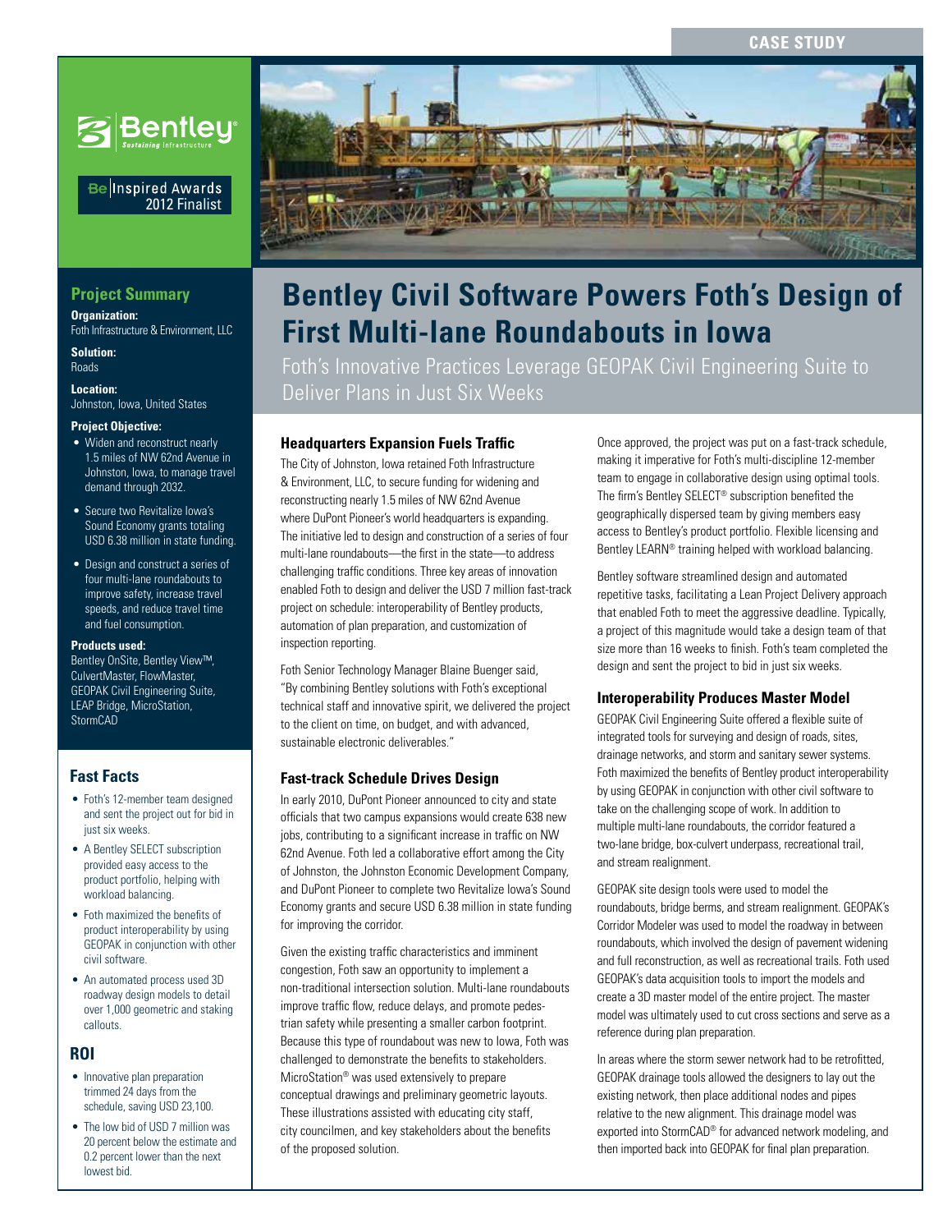CASE STUDY

Be Inspired Awards 2012 Finalist

# Bentley Civil Software Powers Foth's Design of First Multi-lane Roundabouts in Iowa

Foth's Innovative Practices Leverage GEOPAK Civil Engineering Suite to Deliver Plans in Just Six Weeks

## Project Summary

**Organization:**
Foth Infrastructure & Environment, LLC

**Solution:**
Roads

**Location:**
Johnston, Iowa, United States

**Project Objective:**

- Widen and reconstruct nearly 1.5 miles of NW 62nd Avenue in Johnston, Iowa, to manage travel demand through 2032.
- Secure two Revitalize Iowa's Sound Economy grants totaling USD 6.38 million in state funding.
- Design and construct a series of four multi-lane roundabouts to improve safety, increase travel speeds, and reduce travel time and fuel consumption.

**Products used:**
Bentley OnSite, Bentley View™, CulvertMaster, FlowMaster, GEOPAK Civil Engineering Suite, LEAP Bridge, MicroStation, StormCAD

## Fast Facts

- Foth's 12-member team designed and sent the project out for bid in just six weeks.
- A Bentley SELECT subscription provided easy access to the product portfolio, helping with workload balancing.
- Foth maximized the benefits of product interoperability by using GEOPAK in conjunction with other civil software.
- An automated process used 3D roadway design models to detail over 1,000 geometric and staking callouts.

## ROI

- Innovative plan preparation trimmed 24 days from the schedule, saving USD 23,100.
- The low bid of USD 7 million was 20 percent below the estimate and 0.2 percent lower than the next lowest bid.

### Headquarters Expansion Fuels Traffic

The City of Johnston, Iowa retained Foth Infrastructure & Environment, LLC, to secure funding for widening and reconstructing nearly 1.5 miles of NW 62nd Avenue where DuPont Pioneer's world headquarters is expanding. The initiative led to design and construction of a series of four multi-lane roundabouts—the first in the state—to address challenging traffic conditions. Three key areas of innovation enabled Foth to design and deliver the USD 7 million fast-track project on schedule: interoperability of Bentley products, automation of plan preparation, and customization of inspection reporting.

Foth Senior Technology Manager Blaine Buenger said, "By combining Bentley solutions with Foth's exceptional technical staff and innovative spirit, we delivered the project to the client on time, on budget, and with advanced, sustainable electronic deliverables."

### Fast-track Schedule Drives Design

In early 2010, DuPont Pioneer announced to city and state officials that two campus expansions would create 638 new jobs, contributing to a significant increase in traffic on NW 62nd Avenue. Foth led a collaborative effort among the City of Johnston, the Johnston Economic Development Company, and DuPont Pioneer to complete two Revitalize Iowa's Sound Economy grants and secure USD 6.38 million in state funding for improving the corridor.

Given the existing traffic characteristics and imminent congestion, Foth saw an opportunity to implement a non-traditional intersection solution. Multi-lane roundabouts improve traffic flow, reduce delays, and promote pedestrian safety while presenting a smaller carbon footprint. Because this type of roundabout was new to Iowa, Foth was challenged to demonstrate the benefits to stakeholders. MicroStation® was used extensively to prepare conceptual drawings and preliminary geometric layouts. These illustrations assisted with educating city staff, city councilmen, and key stakeholders about the benefits of the proposed solution.

Once approved, the project was put on a fast-track schedule, making it imperative for Foth's multi-discipline 12-member team to engage in collaborative design using optimal tools. The firm's Bentley SELECT® subscription benefited the geographically dispersed team by giving members easy access to Bentley's product portfolio. Flexible licensing and Bentley LEARN® training helped with workload balancing.

Bentley software streamlined design and automated repetitive tasks, facilitating a Lean Project Delivery approach that enabled Foth to meet the aggressive deadline. Typically, a project of this magnitude would take a design team of that size more than 16 weeks to finish. Foth's team completed the design and sent the project to bid in just six weeks.

### Interoperability Produces Master Model

GEOPAK Civil Engineering Suite offered a flexible suite of integrated tools for surveying and design of roads, sites, drainage networks, and storm and sanitary sewer systems. Foth maximized the benefits of Bentley product interoperability by using GEOPAK in conjunction with other civil software to take on the challenging scope of work. In addition to multiple multi-lane roundabouts, the corridor featured a two-lane bridge, box-culvert underpass, recreational trail, and stream realignment.

GEOPAK site design tools were used to model the roundabouts, bridge berms, and stream realignment. GEOPAK's Corridor Modeler was used to model the roadway in between roundabouts, which involved the design of pavement widening and full reconstruction, as well as recreational trails. Foth used GEOPAK's data acquisition tools to import the models and create a 3D master model of the entire project. The master model was ultimately used to cut cross sections and serve as a reference during plan preparation.

In areas where the storm sewer network had to be retrofitted, GEOPAK drainage tools allowed the designers to lay out the existing network, then place additional nodes and pipes relative to the new alignment. This drainage model was exported into StormCAD® for advanced network modeling, and then imported back into GEOPAK for final plan preparation.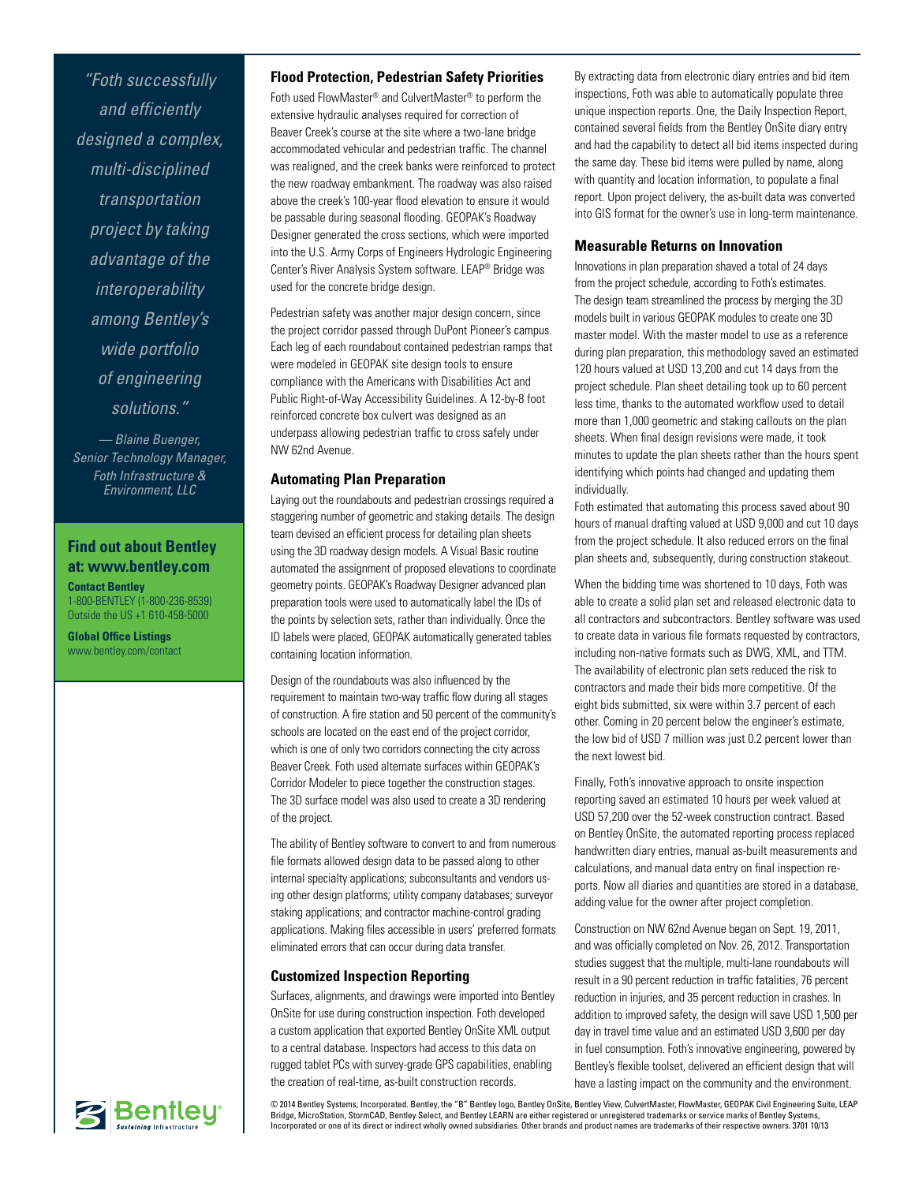*"Foth successfully and efficiently designed a complex, multi-disciplined transportation project by taking advantage of the interoperability among Bentley's wide portfolio of engineering solutions."*

*— Blaine Buenger, Senior Technology Manager, Foth Infrastructure & Environment, LLC*

### Find out about Bentley at: www.bentley.com

**Contact Bentley**
1-800-BENTLEY (1-800-236-8539)
Outside the US +1 610-458-5000

**Global Office Listings**
www.bentley.com/contact

### Flood Protection, Pedestrian Safety Priorities

Foth used FlowMaster® and CulvertMaster® to perform the extensive hydraulic analyses required for correction of Beaver Creek's course at the site where a two-lane bridge accommodated vehicular and pedestrian traffic. The channel was realigned, and the creek banks were reinforced to protect the new roadway embankment. The roadway was also raised above the creek's 100-year flood elevation to ensure it would be passable during seasonal flooding. GEOPAK's Roadway Designer generated the cross sections, which were imported into the U.S. Army Corps of Engineers Hydrologic Engineering Center's River Analysis System software. LEAP® Bridge was used for the concrete bridge design.

Pedestrian safety was another major design concern, since the project corridor passed through DuPont Pioneer's campus. Each leg of each roundabout contained pedestrian ramps that were modeled in GEOPAK site design tools to ensure compliance with the Americans with Disabilities Act and Public Right-of-Way Accessibility Guidelines. A 12-by-8 foot reinforced concrete box culvert was designed as an underpass allowing pedestrian traffic to cross safely under NW 62nd Avenue.

### Automating Plan Preparation

Laying out the roundabouts and pedestrian crossings required a staggering number of geometric and staking details. The design team devised an efficient process for detailing plan sheets using the 3D roadway design models. A Visual Basic routine automated the assignment of proposed elevations to coordinate geometry points. GEOPAK's Roadway Designer advanced plan preparation tools were used to automatically label the IDs of the points by selection sets, rather than individually. Once the ID labels were placed, GEOPAK automatically generated tables containing location information.

Design of the roundabouts was also influenced by the requirement to maintain two-way traffic flow during all stages of construction. A fire station and 50 percent of the community's schools are located on the east end of the project corridor, which is one of only two corridors connecting the city across Beaver Creek. Foth used alternate surfaces within GEOPAK's Corridor Modeler to piece together the construction stages. The 3D surface model was also used to create a 3D rendering of the project.

The ability of Bentley software to convert to and from numerous file formats allowed design data to be passed along to other internal specialty applications; subconsultants and vendors using other design platforms; utility company databases; surveyor staking applications; and contractor machine-control grading applications. Making files accessible in users' preferred formats eliminated errors that can occur during data transfer.

### Customized Inspection Reporting

Surfaces, alignments, and drawings were imported into Bentley OnSite for use during construction inspection. Foth developed a custom application that exported Bentley OnSite XML output to a central database. Inspectors had access to this data on rugged tablet PCs with survey-grade GPS capabilities, enabling the creation of real-time, as-built construction records.

By extracting data from electronic diary entries and bid item inspections, Foth was able to automatically populate three unique inspection reports. One, the Daily Inspection Report, contained several fields from the Bentley OnSite diary entry and had the capability to detect all bid items inspected during the same day. These bid items were pulled by name, along with quantity and location information, to populate a final report. Upon project delivery, the as-built data was converted into GIS format for the owner's use in long-term maintenance.

### Measurable Returns on Innovation

Innovations in plan preparation shaved a total of 24 days from the project schedule, according to Foth's estimates. The design team streamlined the process by merging the 3D models built in various GEOPAK modules to create one 3D master model. With the master model to use as a reference during plan preparation, this methodology saved an estimated 120 hours valued at USD 13,200 and cut 14 days from the project schedule. Plan sheet detailing took up to 60 percent less time, thanks to the automated workflow used to detail more than 1,000 geometric and staking callouts on the plan sheets. When final design revisions were made, it took minutes to update the plan sheets rather than the hours spent identifying which points had changed and updating them individually.
Foth estimated that automating this process saved about 90 hours of manual drafting valued at USD 9,000 and cut 10 days from the project schedule. It also reduced errors on the final plan sheets and, subsequently, during construction stakeout.

When the bidding time was shortened to 10 days, Foth was able to create a solid plan set and released electronic data to all contractors and subcontractors. Bentley software was used to create data in various file formats requested by contractors, including non-native formats such as DWG, XML, and TTM. The availability of electronic plan sets reduced the risk to contractors and made their bids more competitive. Of the eight bids submitted, six were within 3.7 percent of each other. Coming in 20 percent below the engineer's estimate, the low bid of USD 7 million was just 0.2 percent lower than the next lowest bid.

Finally, Foth's innovative approach to onsite inspection reporting saved an estimated 10 hours per week valued at USD 57,200 over the 52-week construction contract. Based on Bentley OnSite, the automated reporting process replaced handwritten diary entries, manual as-built measurements and calculations, and manual data entry on final inspection reports. Now all diaries and quantities are stored in a database, adding value for the owner after project completion.

Construction on NW 62nd Avenue began on Sept. 19, 2011, and was officially completed on Nov. 26, 2012. Transportation studies suggest that the multiple, multi-lane roundabouts will result in a 90 percent reduction in traffic fatalities, 76 percent reduction in injuries, and 35 percent reduction in crashes. In addition to improved safety, the design will save USD 1,500 per day in travel time value and an estimated USD 3,600 per day in fuel consumption. Foth's innovative engineering, powered by Bentley's flexible toolset, delivered an efficient design that will have a lasting impact on the community and the environment.

© 2014 Bentley Systems, Incorporated. Bentley, the "B" Bentley logo, Bentley OnSite, Bentley View, CulvertMaster, FlowMaster, GEOPAK Civil Engineering Suite, LEAP Bridge, MicroStation, StormCAD, Bentley Select, and Bentley LEARN are either registered or unregistered trademarks or service marks of Bentley Systems, Incorporated or one of its direct or indirect wholly owned subsidiaries. Other brands and product names are trademarks of their respective owners. 3701 10/13